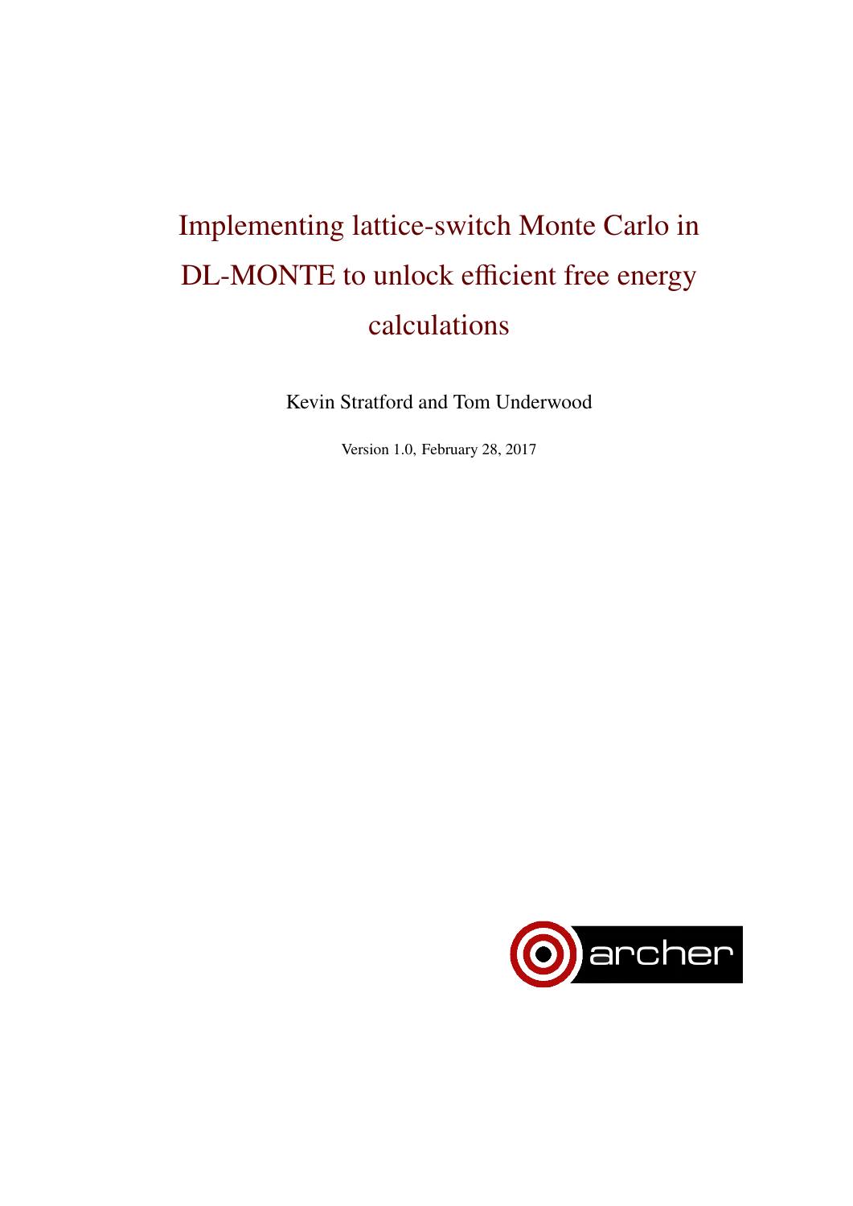# Implementing lattice-switch Monte Carlo in DL-MONTE to unlock efficient free energy calculations

Kevin Stratford and Tom Underwood

Version 1.0, February 28, 2017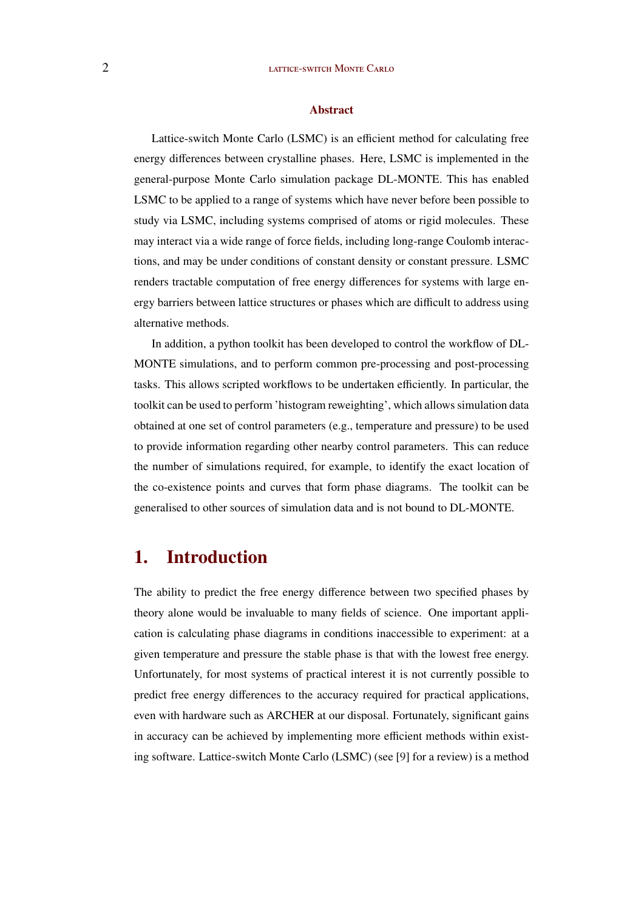### Abstract

Lattice-switch Monte Carlo (LSMC) is an efficient method for calculating free energy differences between crystalline phases. Here, LSMC is implemented in the general-purpose Monte Carlo simulation package DL-MONTE. This has enabled LSMC to be applied to a range of systems which have never before been possible to study via LSMC, including systems comprised of atoms or rigid molecules. These may interact via a wide range of force fields, including long-range Coulomb interactions, and may be under conditions of constant density or constant pressure. LSMC renders tractable computation of free energy differences for systems with large energy barriers between lattice structures or phases which are difficult to address using alternative methods.

In addition, a python toolkit has been developed to control the workflow of DL-MONTE simulations, and to perform common pre-processing and post-processing tasks. This allows scripted workflows to be undertaken efficiently. In particular, the toolkit can be used to perform 'histogram reweighting', which allows simulation data obtained at one set of control parameters (e.g., temperature and pressure) to be used to provide information regarding other nearby control parameters. This can reduce the number of simulations required, for example, to identify the exact location of the co-existence points and curves that form phase diagrams. The toolkit can be generalised to other sources of simulation data and is not bound to DL-MONTE.

## 1. Introduction

The ability to predict the free energy difference between two specified phases by theory alone would be invaluable to many fields of science. One important application is calculating phase diagrams in conditions inaccessible to experiment: at a given temperature and pressure the stable phase is that with the lowest free energy. Unfortunately, for most systems of practical interest it is not currently possible to predict free energy differences to the accuracy required for practical applications, even with hardware such as ARCHER at our disposal. Fortunately, significant gains in accuracy can be achieved by implementing more efficient methods within existing software. Lattice-switch Monte Carlo (LSMC) (see [9] for a review) is a method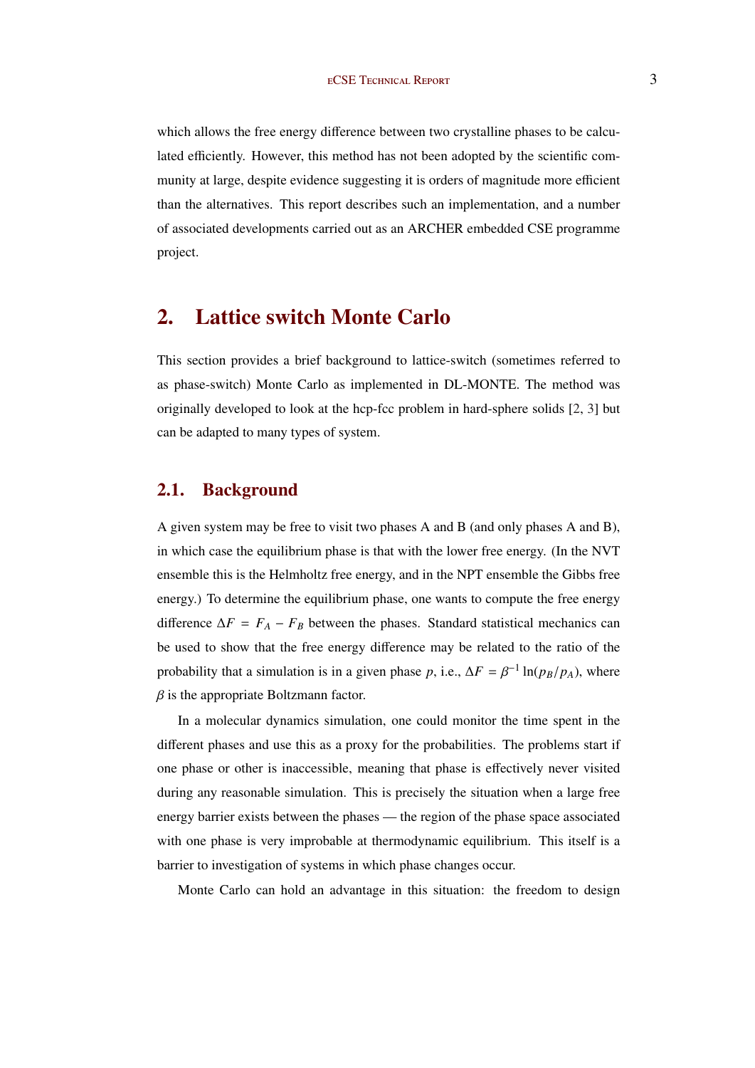which allows the free energy difference between two crystalline phases to be calculated efficiently. However, this method has not been adopted by the scientific community at large, despite evidence suggesting it is orders of magnitude more efficient than the alternatives. This report describes such an implementation, and a number of associated developments carried out as an ARCHER embedded CSE programme project.

## 2. Lattice switch Monte Carlo

This section provides a brief background to lattice-switch (sometimes referred to as phase-switch) Monte Carlo as implemented in DL-MONTE. The method was originally developed to look at the hcp-fcc problem in hard-sphere solids [2, 3] but can be adapted to many types of system.

### 2.1. Background

A given system may be free to visit two phases A and B (and only phases A and B), in which case the equilibrium phase is that with the lower free energy. (In the NVT ensemble this is the Helmholtz free energy, and in the NPT ensemble the Gibbs free energy.) To determine the equilibrium phase, one wants to compute the free energy difference $\Delta F = F_A - F_B$ between the phases. Standard statistical mechanics can be used to show that the free energy difference may be related to the ratio of the probability that a simulation is in a given phase $p$, i.e., $\Delta F = \beta^{-1} \ln(p_B/p_A)$, where $\beta$ is the appropriate Boltzmann factor.

In a molecular dynamics simulation, one could monitor the time spent in the different phases and use this as a proxy for the probabilities. The problems start if one phase or other is inaccessible, meaning that phase is effectively never visited during any reasonable simulation. This is precisely the situation when a large free energy barrier exists between the phases — the region of the phase space associated with one phase is very improbable at thermodynamic equilibrium. This itself is a barrier to investigation of systems in which phase changes occur.

Monte Carlo can hold an advantage in this situation: the freedom to design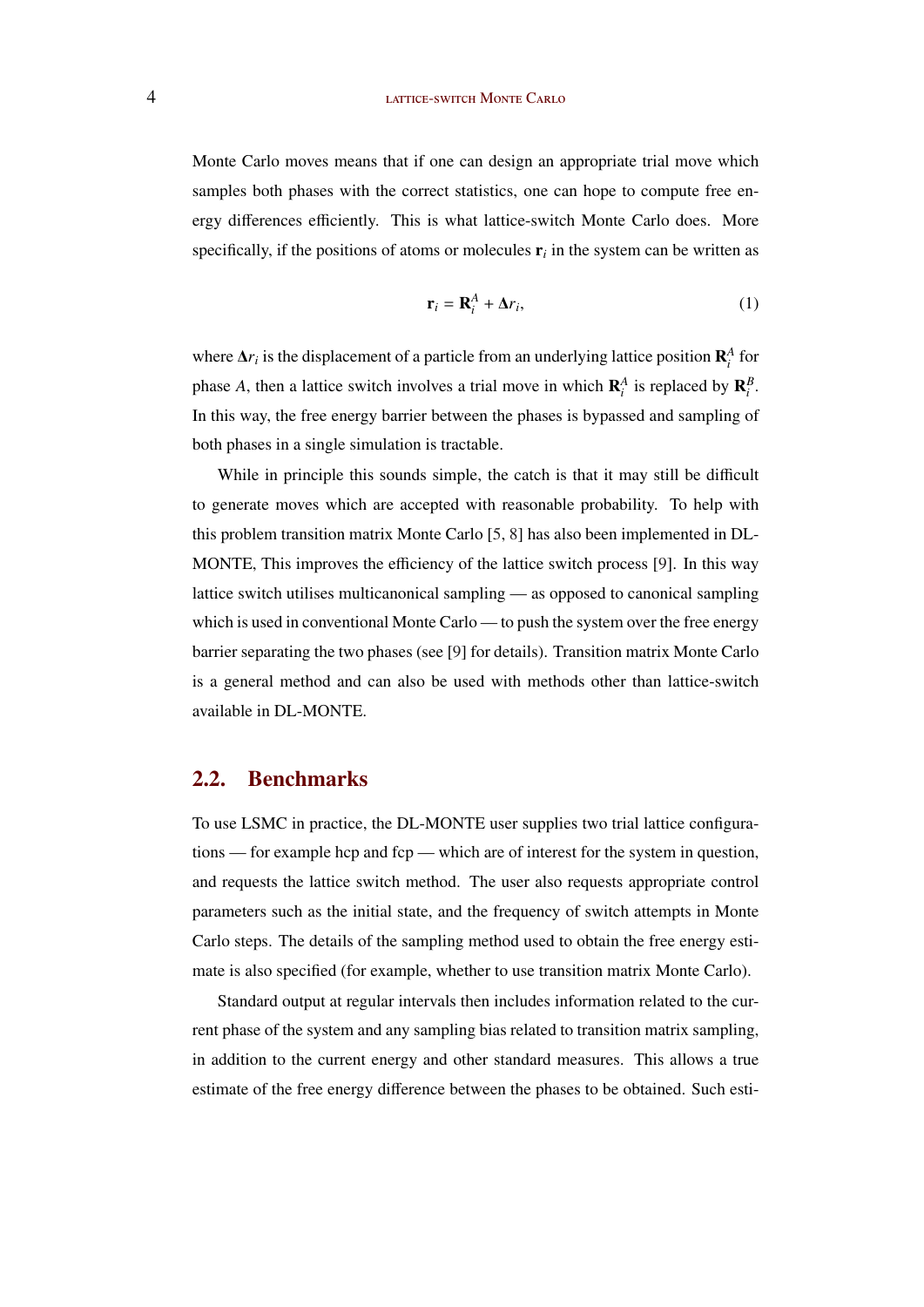Monte Carlo moves means that if one can design an appropriate trial move which samples both phases with the correct statistics, one can hope to compute free energy differences efficiently. This is what lattice-switch Monte Carlo does. More specifically, if the positions of atoms or molecules $\mathbf{r}_i$ in the system can be written as

$$\mathbf{r}_i = \mathbf{R}_i^A + \mathbf{\Delta} r_i, \tag{1}$$

where $\mathbf{\Delta} r_i$ is the displacement of a particle from an underlying lattice position $\mathbf{R}_i^A$ for phase $A$, then a lattice switch involves a trial move in which $\mathbf{R}_i^A$ is replaced by $\mathbf{R}_i^B$. In this way, the free energy barrier between the phases is bypassed and sampling of both phases in a single simulation is tractable.

While in principle this sounds simple, the catch is that it may still be difficult to generate moves which are accepted with reasonable probability. To help with this problem transition matrix Monte Carlo [5, 8] has also been implemented in DL-MONTE, This improves the efficiency of the lattice switch process [9]. In this way lattice switch utilises multicanonical sampling — as opposed to canonical sampling which is used in conventional Monte Carlo — to push the system over the free energy barrier separating the two phases (see [9] for details). Transition matrix Monte Carlo is a general method and can also be used with methods other than lattice-switch available in DL-MONTE.

## 2.2. Benchmarks

To use LSMC in practice, the DL-MONTE user supplies two trial lattice configurations — for example hcp and fcp — which are of interest for the system in question, and requests the lattice switch method. The user also requests appropriate control parameters such as the initial state, and the frequency of switch attempts in Monte Carlo steps. The details of the sampling method used to obtain the free energy estimate is also specified (for example, whether to use transition matrix Monte Carlo).

Standard output at regular intervals then includes information related to the current phase of the system and any sampling bias related to transition matrix sampling, in addition to the current energy and other standard measures. This allows a true estimate of the free energy difference between the phases to be obtained. Such esti-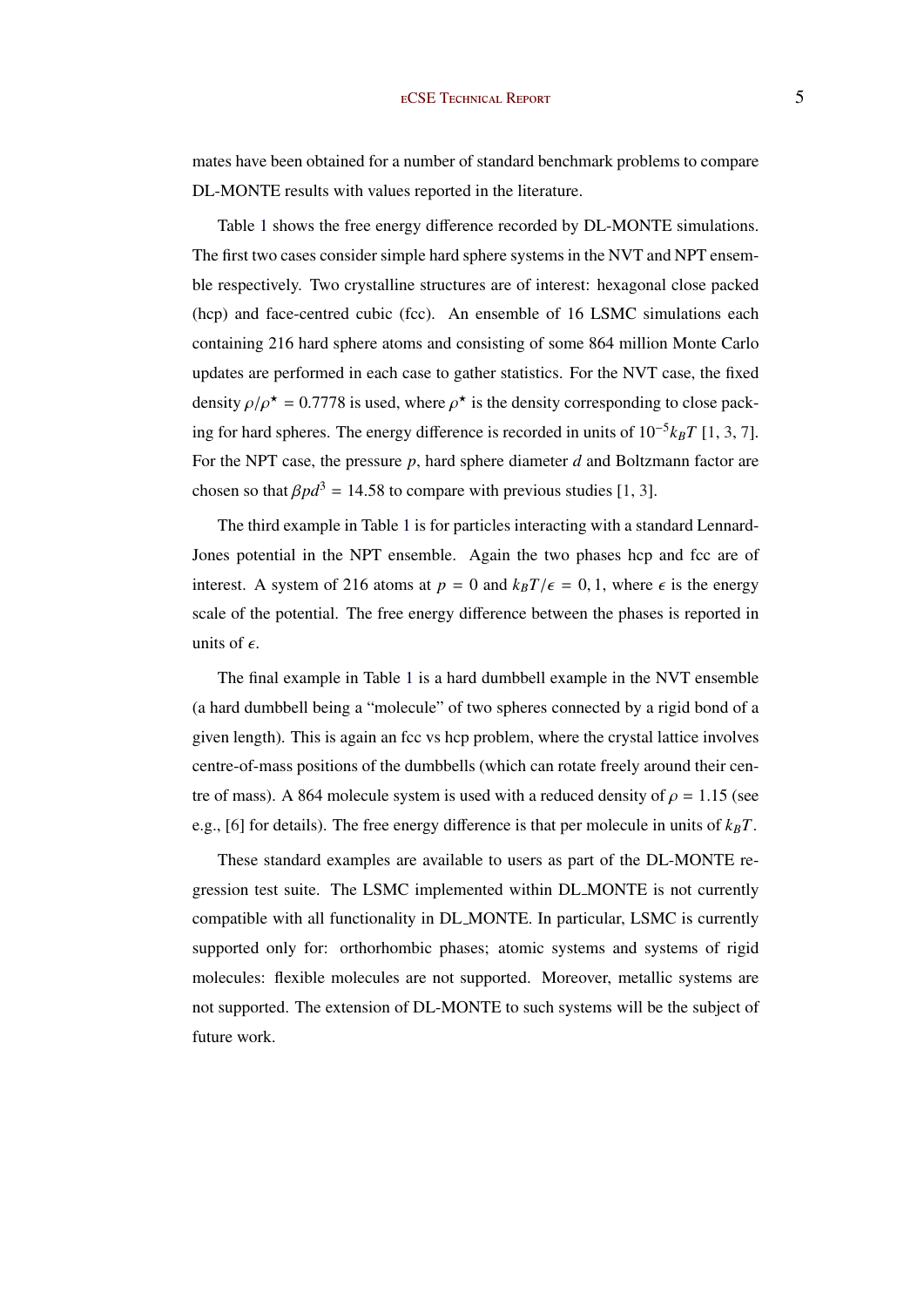mates have been obtained for a number of standard benchmark problems to compare DL-MONTE results with values reported in the literature.

Table 1 shows the free energy difference recorded by DL-MONTE simulations. The first two cases consider simple hard sphere systems in the NVT and NPT ensemble respectively. Two crystalline structures are of interest: hexagonal close packed (hcp) and face-centred cubic (fcc). An ensemble of 16 LSMC simulations each containing 216 hard sphere atoms and consisting of some 864 million Monte Carlo updates are performed in each case to gather statistics. For the NVT case, the fixed density $\rho/\rho^{\star} = 0.7778$ is used, where $\rho^{\star}$ is the density corresponding to close packing for hard spheres. The energy difference is recorded in units of $10^{-5} k_B T$ [1, 3, 7]. For the NPT case, the pressure $p$, hard sphere diameter $d$ and Boltzmann factor are chosen so that $\beta p d^3 = 14.58$ to compare with previous studies [1, 3].

The third example in Table 1 is for particles interacting with a standard Lennard-Jones potential in the NPT ensemble. Again the two phases hcp and fcc are of interest. A system of 216 atoms at $p = 0$ and $k_B T/\epsilon = 0, 1$, where $\epsilon$ is the energy scale of the potential. The free energy difference between the phases is reported in units of $\epsilon$.

The final example in Table 1 is a hard dumbbell example in the NVT ensemble (a hard dumbbell being a "molecule" of two spheres connected by a rigid bond of a given length). This is again an fcc vs hcp problem, where the crystal lattice involves centre-of-mass positions of the dumbbells (which can rotate freely around their centre of mass). A 864 molecule system is used with a reduced density of $\rho = 1.15$ (see e.g., [6] for details). The free energy difference is that per molecule in units of $k_B T$.

These standard examples are available to users as part of the DL-MONTE regression test suite. The LSMC implemented within DL_MONTE is not currently compatible with all functionality in DL_MONTE. In particular, LSMC is currently supported only for: orthorhombic phases; atomic systems and systems of rigid molecules: flexible molecules are not supported. Moreover, metallic systems are not supported. The extension of DL-MONTE to such systems will be the subject of future work.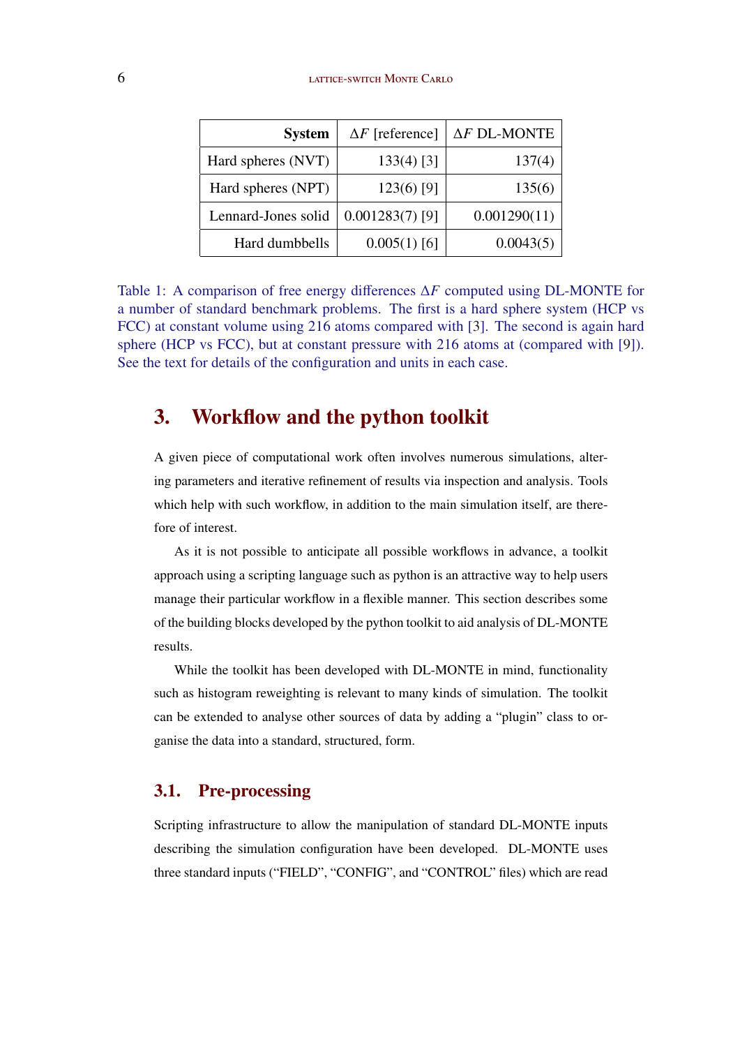| System | $\Delta F$ [reference] | $\Delta F$ DL-MONTE |
|---:|---:|---:|
| Hard spheres (NVT) | 133(4) [3] | 137(4) |
| Hard spheres (NPT) | 123(6) [9] | 135(6) |
| Lennard-Jones solid | 0.001283(7) [9] | 0.001290(11) |
| Hard dumbbells | 0.005(1) [6] | 0.0043(5) |

Table 1: A comparison of free energy differences $\Delta F$ computed using DL-MONTE for a number of standard benchmark problems. The first is a hard sphere system (HCP vs FCC) at constant volume using 216 atoms compared with [3]. The second is again hard sphere (HCP vs FCC), but at constant pressure with 216 atoms at (compared with [9]). See the text for details of the configuration and units in each case.

## 3. Workflow and the python toolkit

A given piece of computational work often involves numerous simulations, altering parameters and iterative refinement of results via inspection and analysis. Tools which help with such workflow, in addition to the main simulation itself, are therefore of interest.

As it is not possible to anticipate all possible workflows in advance, a toolkit approach using a scripting language such as python is an attractive way to help users manage their particular workflow in a flexible manner. This section describes some of the building blocks developed by the python toolkit to aid analysis of DL-MONTE results.

While the toolkit has been developed with DL-MONTE in mind, functionality such as histogram reweighting is relevant to many kinds of simulation. The toolkit can be extended to analyse other sources of data by adding a "plugin" class to organise the data into a standard, structured, form.

### 3.1. Pre-processing

Scripting infrastructure to allow the manipulation of standard DL-MONTE inputs describing the simulation configuration have been developed. DL-MONTE uses three standard inputs ("FIELD", "CONFIG", and "CONTROL" files) which are read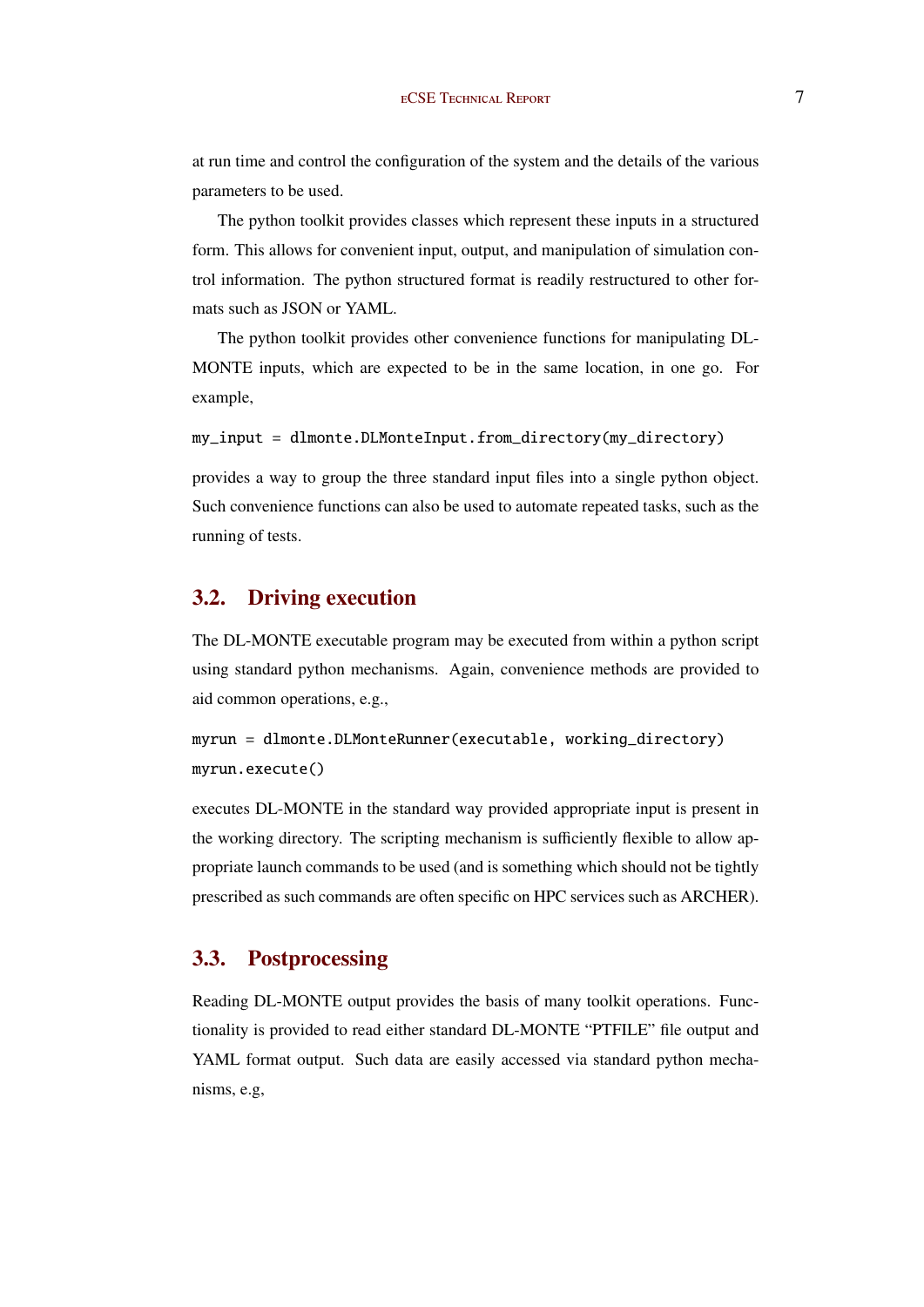at run time and control the configuration of the system and the details of the various parameters to be used.

The python toolkit provides classes which represent these inputs in a structured form. This allows for convenient input, output, and manipulation of simulation control information. The python structured format is readily restructured to other formats such as JSON or YAML.

The python toolkit provides other convenience functions for manipulating DL-MONTE inputs, which are expected to be in the same location, in one go. For example,

```
my_input = dlmonte.DLMonteInput.from_directory(my_directory)
```

provides a way to group the three standard input files into a single python object. Such convenience functions can also be used to automate repeated tasks, such as the running of tests.

## 3.2. Driving execution

The DL-MONTE executable program may be executed from within a python script using standard python mechanisms. Again, convenience methods are provided to aid common operations, e.g.,

```
myrun = dlmonte.DLMonteRunner(executable, working_directory)
myrun.execute()
```

executes DL-MONTE in the standard way provided appropriate input is present in the working directory. The scripting mechanism is sufficiently flexible to allow appropriate launch commands to be used (and is something which should not be tightly prescribed as such commands are often specific on HPC services such as ARCHER).

## 3.3. Postprocessing

Reading DL-MONTE output provides the basis of many toolkit operations. Functionality is provided to read either standard DL-MONTE "PTFILE" file output and YAML format output. Such data are easily accessed via standard python mechanisms, e.g,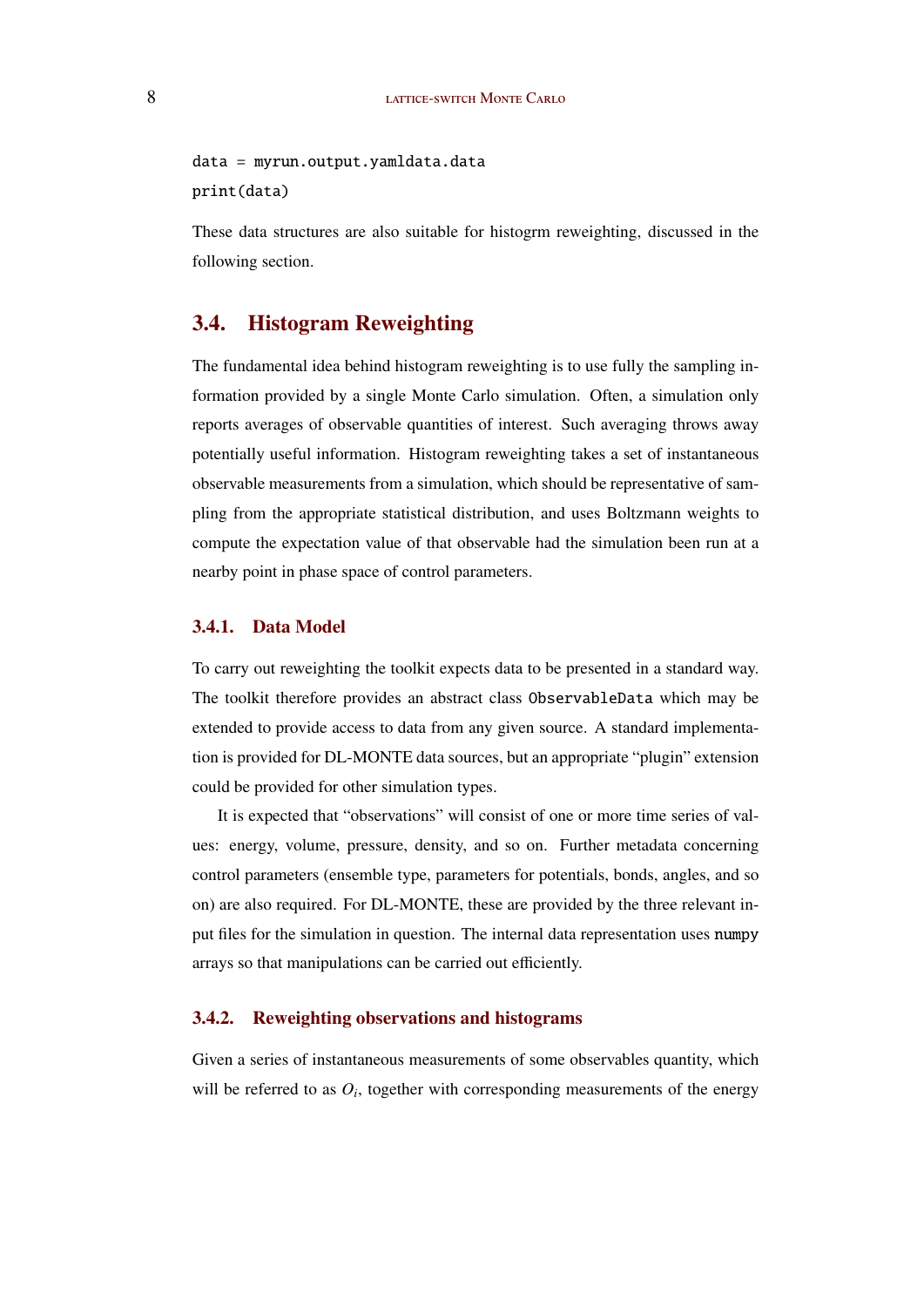```
data = myrun.output.yamldata.data
print(data)
```

These data structures are also suitable for histogrm reweighting, discussed in the following section.

## 3.4. Histogram Reweighting

The fundamental idea behind histogram reweighting is to use fully the sampling information provided by a single Monte Carlo simulation. Often, a simulation only reports averages of observable quantities of interest. Such averaging throws away potentially useful information. Histogram reweighting takes a set of instantaneous observable measurements from a simulation, which should be representative of sampling from the appropriate statistical distribution, and uses Boltzmann weights to compute the expectation value of that observable had the simulation been run at a nearby point in phase space of control parameters.

### 3.4.1. Data Model

To carry out reweighting the toolkit expects data to be presented in a standard way. The toolkit therefore provides an abstract class `ObservableData` which may be extended to provide access to data from any given source. A standard implementation is provided for DL-MONTE data sources, but an appropriate "plugin" extension could be provided for other simulation types.

It is expected that "observations" will consist of one or more time series of values: energy, volume, pressure, density, and so on. Further metadata concerning control parameters (ensemble type, parameters for potentials, bonds, angles, and so on) are also required. For DL-MONTE, these are provided by the three relevant input files for the simulation in question. The internal data representation uses `numpy` arrays so that manipulations can be carried out efficiently.

### 3.4.2. Reweighting observations and histograms

Given a series of instantaneous measurements of some observables quantity, which will be referred to as $O_i$, together with corresponding measurements of the energy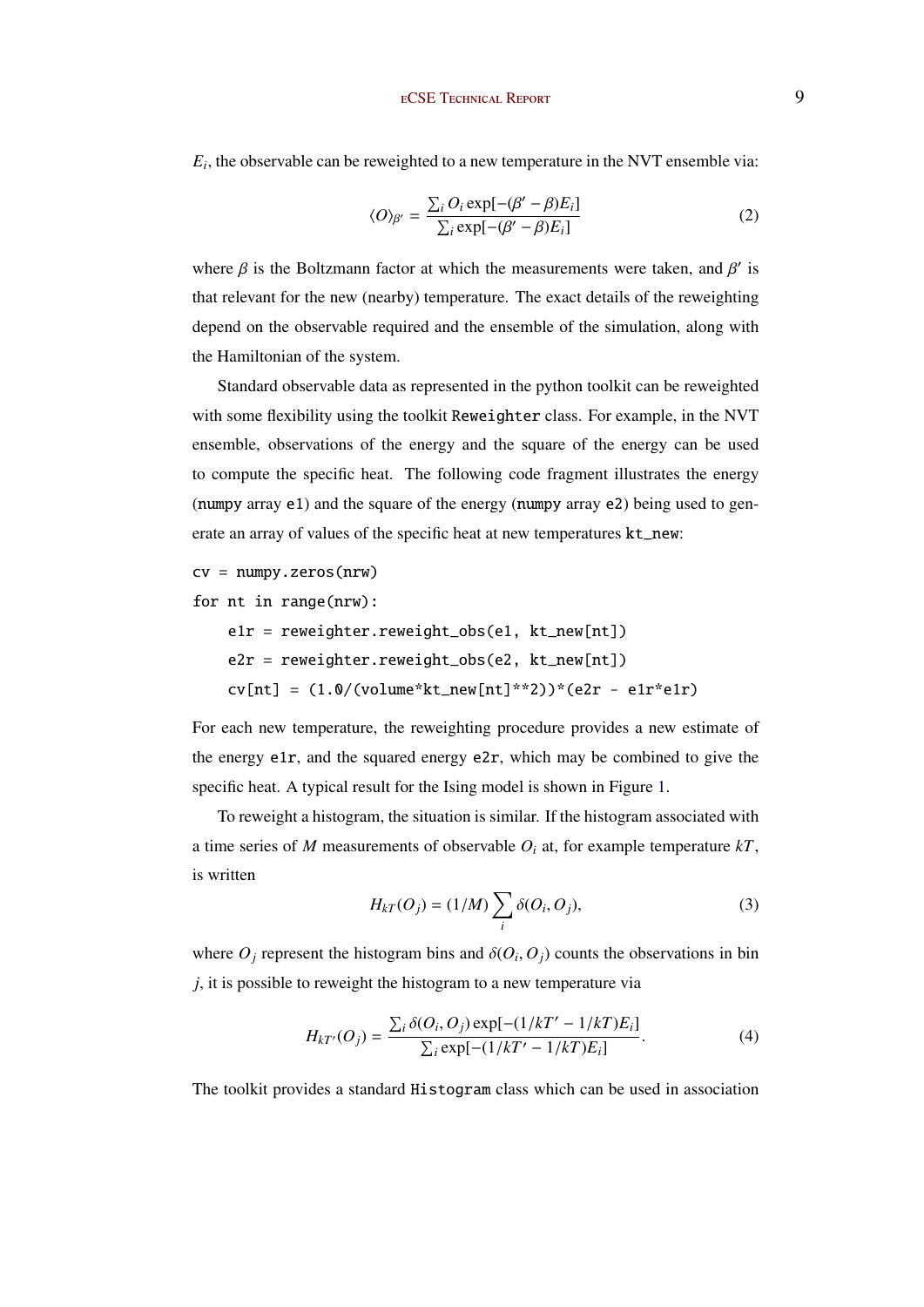$E_i$, the observable can be reweighted to a new temperature in the NVT ensemble via:

$$\langle O \rangle_{\beta'} = \frac{\sum_i O_i \exp[-(\beta' - \beta)E_i]}{\sum_i \exp[-(\beta' - \beta)E_i]} \tag{2}$$

where $\beta$ is the Boltzmann factor at which the measurements were taken, and $\beta'$ is that relevant for the new (nearby) temperature. The exact details of the reweighting depend on the observable required and the ensemble of the simulation, along with the Hamiltonian of the system.

Standard observable data as represented in the python toolkit can be reweighted with some flexibility using the toolkit `Reweighter` class. For example, in the NVT ensemble, observations of the energy and the square of the energy can be used to compute the specific heat. The following code fragment illustrates the energy (`numpy` array `e1`) and the square of the energy (`numpy` array `e2`) being used to generate an array of values of the specific heat at new temperatures `kt_new`:

```
cv = numpy.zeros(nrw)
for nt in range(nrw):
    e1r = reweighter.reweight_obs(e1, kt_new[nt])
    e2r = reweighter.reweight_obs(e2, kt_new[nt])
    cv[nt] = (1.0/(volume*kt_new[nt]**2))*(e2r - e1r*e1r)
```

For each new temperature, the reweighting procedure provides a new estimate of the energy `e1r`, and the squared energy `e2r`, which may be combined to give the specific heat. A typical result for the Ising model is shown in Figure 1.

To reweight a histogram, the situation is similar. If the histogram associated with a time series of $M$ measurements of observable $O_i$ at, for example temperature $kT$, is written

$$H_{kT}(O_j) = (1/M) \sum_i \delta(O_i, O_j), \tag{3}$$

where $O_j$ represent the histogram bins and $\delta(O_i, O_j)$ counts the observations in bin $j$, it is possible to reweight the histogram to a new temperature via

$$H_{kT'}(O_j) = \frac{\sum_i \delta(O_i, O_j) \exp[-(1/kT' - 1/kT)E_i]}{\sum_i \exp[-(1/kT' - 1/kT)E_i]}. \tag{4}$$

The toolkit provides a standard `Histogram` class which can be used in association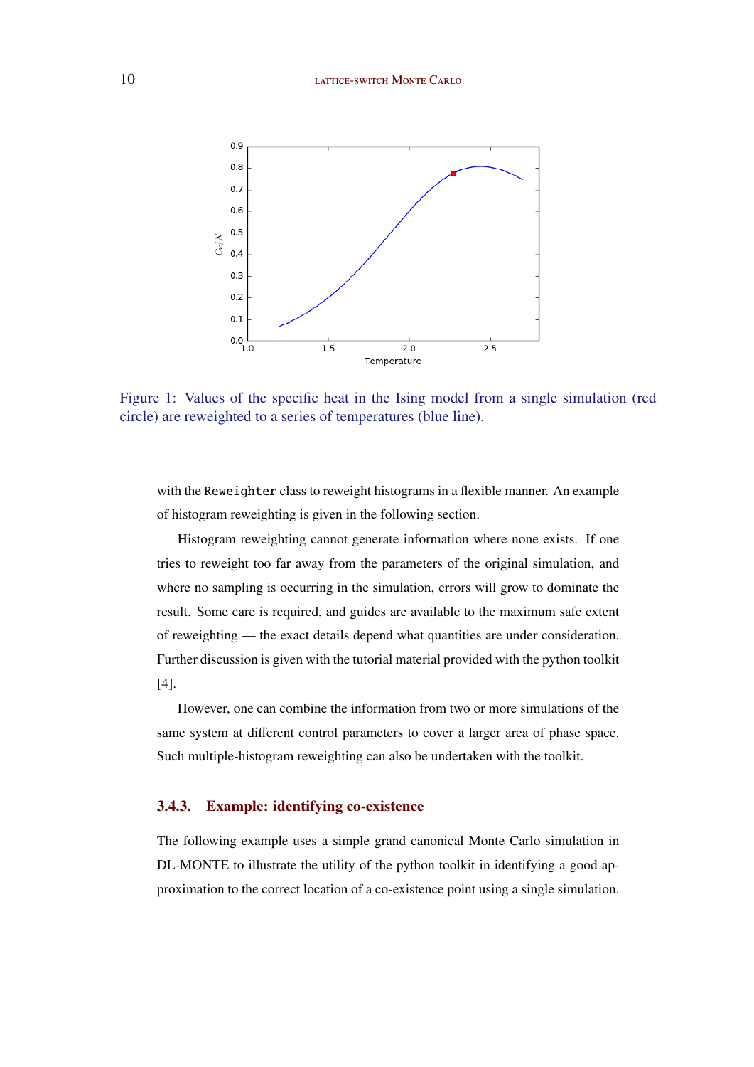Figure 1: Values of the specific heat in the Ising model from a single simulation (red circle) are reweighted to a series of temperatures (blue line).

with the `Reweighter` class to reweight histograms in a flexible manner. An example of histogram reweighting is given in the following section.

Histogram reweighting cannot generate information where none exists. If one tries to reweight too far away from the parameters of the original simulation, and where no sampling is occurring in the simulation, errors will grow to dominate the result. Some care is required, and guides are available to the maximum safe extent of reweighting — the exact details depend what quantities are under consideration. Further discussion is given with the tutorial material provided with the python toolkit [4].

However, one can combine the information from two or more simulations of the same system at different control parameters to cover a larger area of phase space. Such multiple-histogram reweighting can also be undertaken with the toolkit.

### 3.4.3. Example: identifying co-existence

The following example uses a simple grand canonical Monte Carlo simulation in DL-MONTE to illustrate the utility of the python toolkit in identifying a good approximation to the correct location of a co-existence point using a single simulation.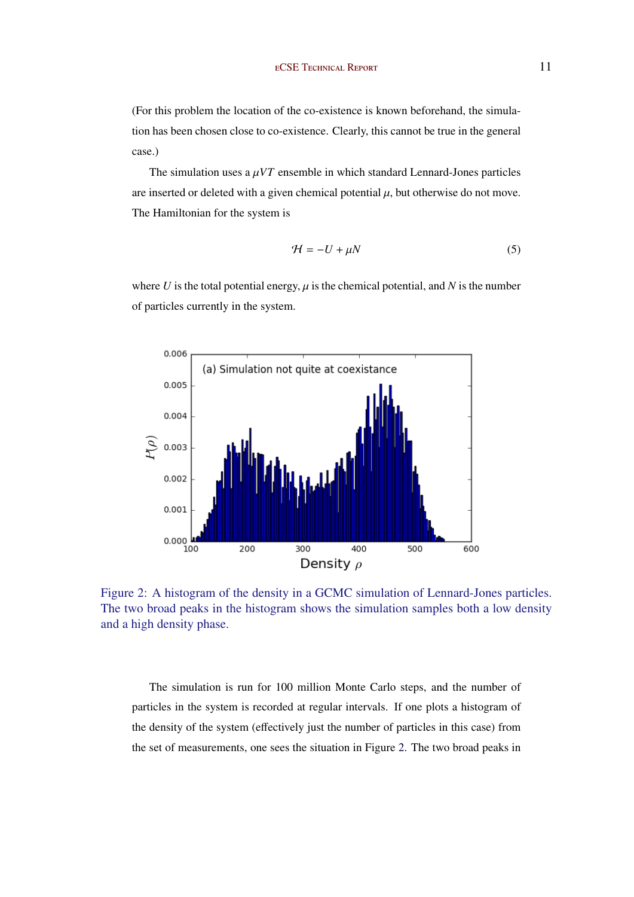(For this problem the location of the co-existence is known beforehand, the simulation has been chosen close to co-existence. Clearly, this cannot be true in the general case.)

The simulation uses a $\mu VT$ ensemble in which standard Lennard-Jones particles are inserted or deleted with a given chemical potential $\mu$, but otherwise do not move. The Hamiltonian for the system is

$$\mathcal{H} = -U + \mu N \tag{5}$$

where $U$ is the total potential energy, $\mu$ is the chemical potential, and $N$ is the number of particles currently in the system.

Figure 2: A histogram of the density in a GCMC simulation of Lennard-Jones particles. The two broad peaks in the histogram shows the simulation samples both a low density and a high density phase.

The simulation is run for 100 million Monte Carlo steps, and the number of particles in the system is recorded at regular intervals. If one plots a histogram of the density of the system (effectively just the number of particles in this case) from the set of measurements, one sees the situation in Figure 2. The two broad peaks in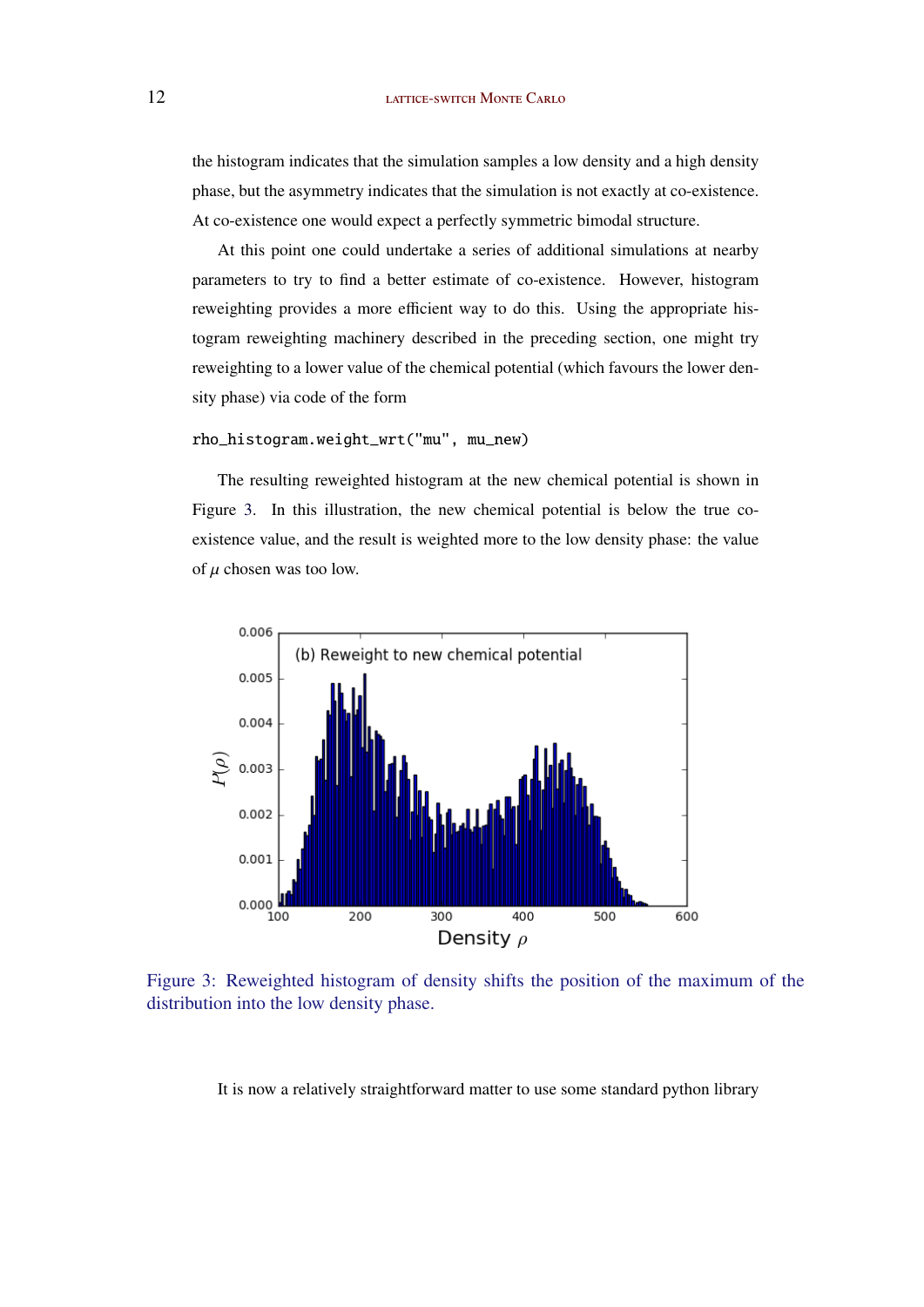the histogram indicates that the simulation samples a low density and a high density phase, but the asymmetry indicates that the simulation is not exactly at co-existence. At co-existence one would expect a perfectly symmetric bimodal structure.

At this point one could undertake a series of additional simulations at nearby parameters to try to find a better estimate of co-existence. However, histogram reweighting provides a more efficient way to do this. Using the appropriate histogram reweighting machinery described in the preceding section, one might try reweighting to a lower value of the chemical potential (which favours the lower density phase) via code of the form

```
rho_histogram.weight_wrt("mu", mu_new)
```

The resulting reweighted histogram at the new chemical potential is shown in Figure 3. In this illustration, the new chemical potential is below the true co-existence value, and the result is weighted more to the low density phase: the value of $\mu$ chosen was too low.

Figure 3: Reweighted histogram of density shifts the position of the maximum of the distribution into the low density phase.

It is now a relatively straightforward matter to use some standard python library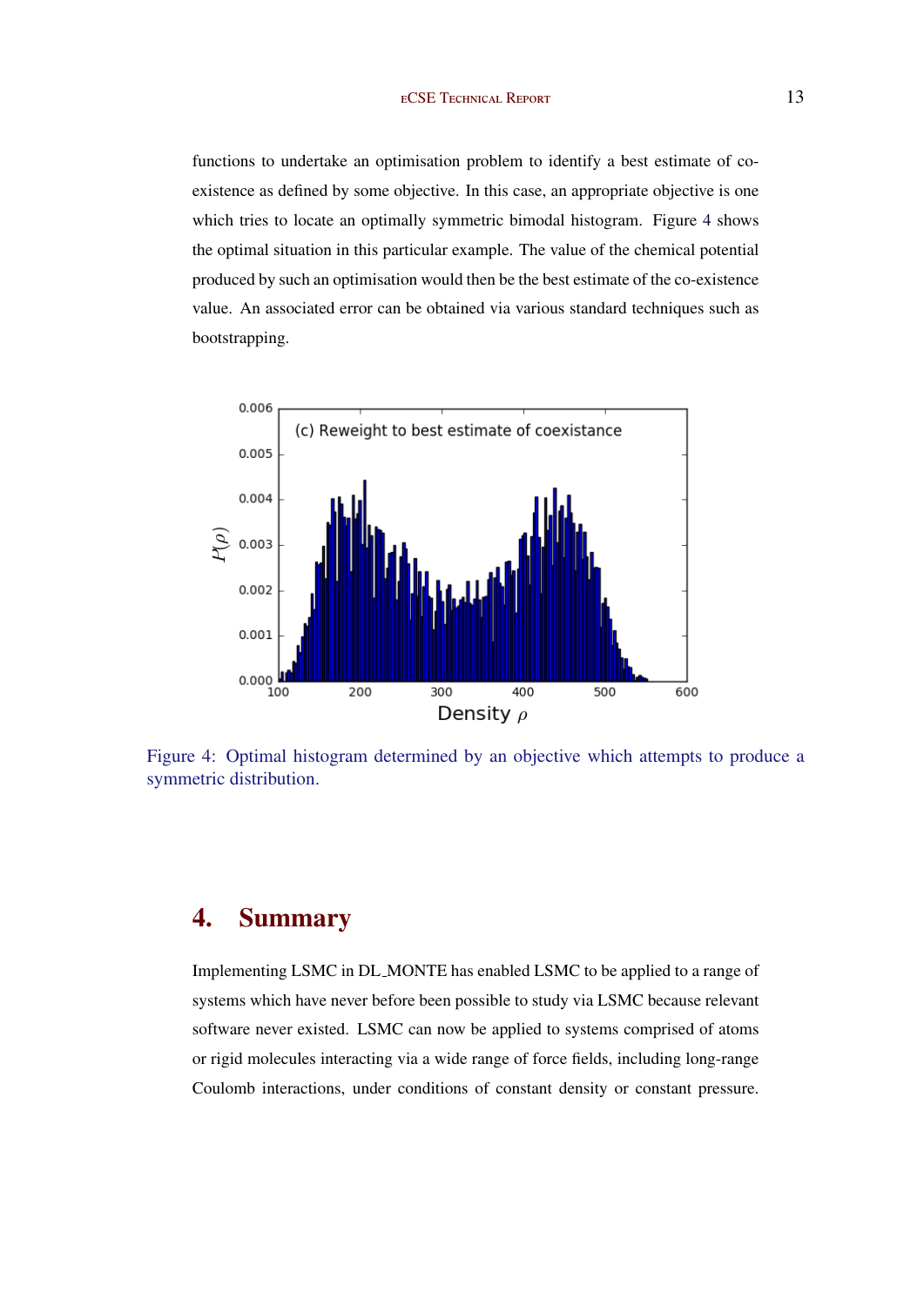functions to undertake an optimisation problem to identify a best estimate of co-existence as defined by some objective. In this case, an appropriate objective is one which tries to locate an optimally symmetric bimodal histogram. Figure 4 shows the optimal situation in this particular example. The value of the chemical potential produced by such an optimisation would then be the best estimate of the co-existence value. An associated error can be obtained via various standard techniques such as bootstrapping.

Figure 4: Optimal histogram determined by an objective which attempts to produce a symmetric distribution.

## 4. Summary

Implementing LSMC in DL_MONTE has enabled LSMC to be applied to a range of systems which have never before been possible to study via LSMC because relevant software never existed. LSMC can now be applied to systems comprised of atoms or rigid molecules interacting via a wide range of force fields, including long-range Coulomb interactions, under conditions of constant density or constant pressure.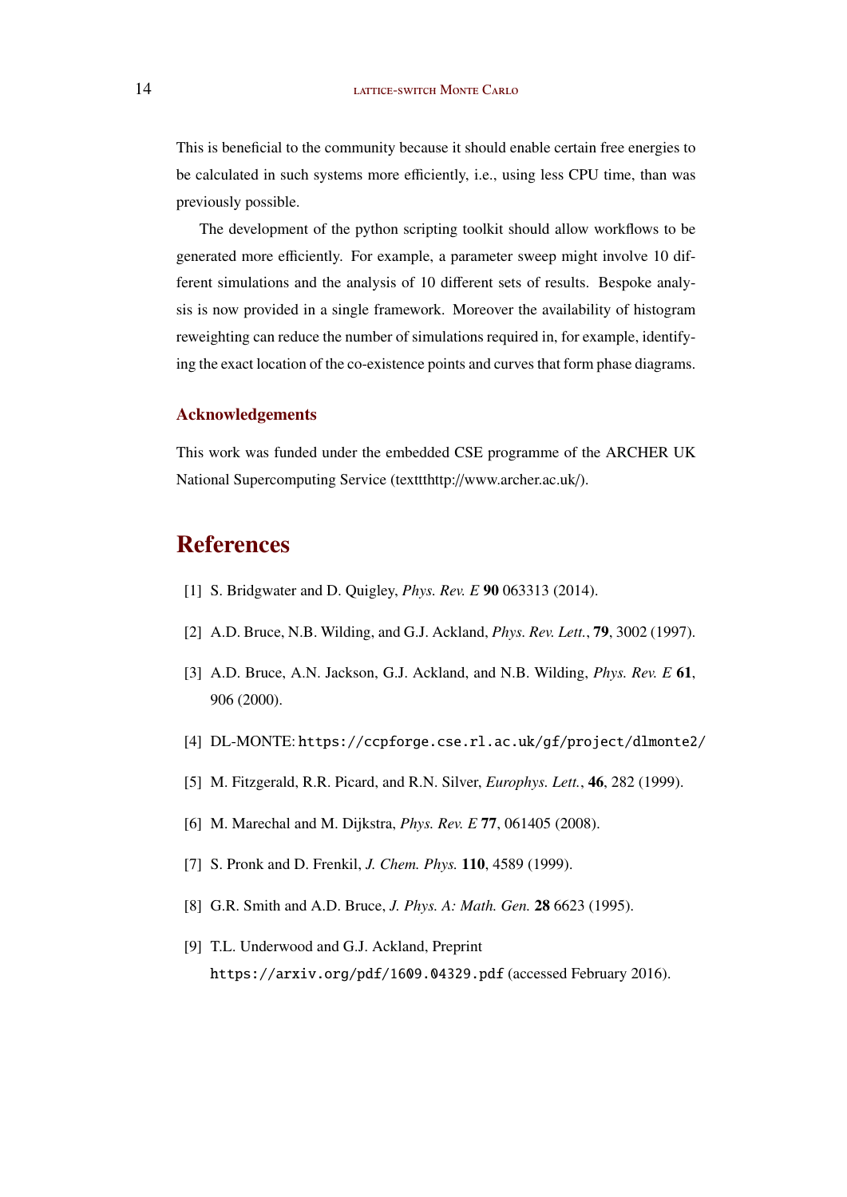This is beneficial to the community because it should enable certain free energies to be calculated in such systems more efficiently, i.e., using less CPU time, than was previously possible.

The development of the python scripting toolkit should allow workflows to be generated more efficiently. For example, a parameter sweep might involve 10 different simulations and the analysis of 10 different sets of results. Bespoke analysis is now provided in a single framework. Moreover the availability of histogram reweighting can reduce the number of simulations required in, for example, identifying the exact location of the co-existence points and curves that form phase diagrams.

### Acknowledgements

This work was funded under the embedded CSE programme of the ARCHER UK National Supercomputing Service (texttthttp://www.archer.ac.uk/).

## References

[1] S. Bridgwater and D. Quigley, *Phys. Rev. E* **90** 063313 (2014).

[2] A.D. Bruce, N.B. Wilding, and G.J. Ackland, *Phys. Rev. Lett.*, **79**, 3002 (1997).

[3] A.D. Bruce, A.N. Jackson, G.J. Ackland, and N.B. Wilding, *Phys. Rev. E* **61**, 906 (2000).

[4] DL-MONTE: `https://ccpforge.cse.rl.ac.uk/gf/project/dlmonte2/`

[5] M. Fitzgerald, R.R. Picard, and R.N. Silver, *Europhys. Lett.*, **46**, 282 (1999).

[6] M. Marechal and M. Dijkstra, *Phys. Rev. E* **77**, 061405 (2008).

[7] S. Pronk and D. Frenkil, *J. Chem. Phys.* **110**, 4589 (1999).

[8] G.R. Smith and A.D. Bruce, *J. Phys. A: Math. Gen.* **28** 6623 (1995).

[9] T.L. Underwood and G.J. Ackland, Preprint `https://arxiv.org/pdf/1609.04329.pdf` (accessed February 2016).